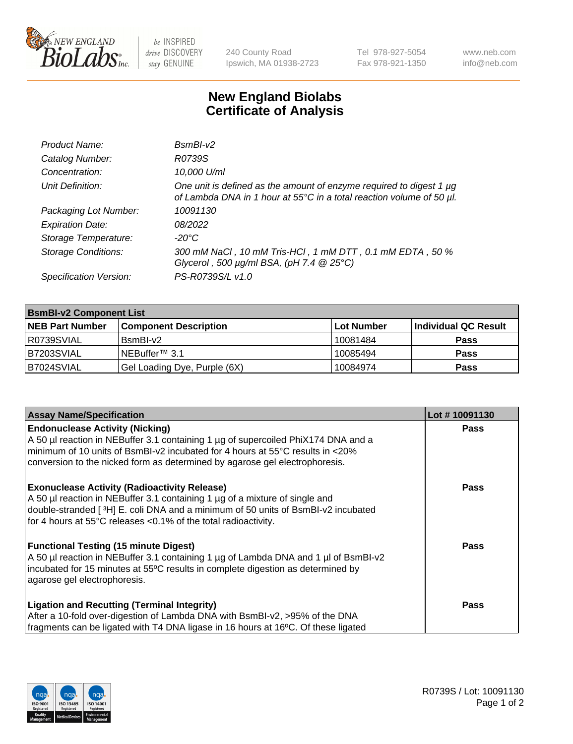# New England Biolabs
# Certificate of Analysis

| | |
|---|---|
| *Product Name:* | *BsmBI-v2* |
| *Catalog Number:* | *R0739S* |
| *Concentration:* | *10,000 U/ml* |
| *Unit Definition:* | *One unit is defined as the amount of enzyme required to digest 1 µg of Lambda DNA in 1 hour at 55°C in a total reaction volume of 50 µl.* |
| *Packaging Lot Number:* | *10091130* |
| *Expiration Date:* | *08/2022* |
| *Storage Temperature:* | *-20°C* |
| *Storage Conditions:* | *300 mM NaCl , 10 mM Tris-HCl , 1 mM DTT , 0.1 mM EDTA , 50 % Glycerol , 500 µg/ml BSA, (pH 7.4 @ 25°C)* |
| *Specification Version:* | *PS-R0739S/L v1.0* |

| **BsmBI-v2 Component List** | | | |
|---|---|---|---|
| **NEB Part Number** | **Component Description** | **Lot Number** | **Individual QC Result** |
| R0739SVIAL | BsmBI-v2 | 10081484 | **Pass** |
| B7203SVIAL | NEBuffer™ 3.1 | 10085494 | **Pass** |
| B7024SVIAL | Gel Loading Dye, Purple (6X) | 10084974 | **Pass** |

| **Assay Name/Specification** | **Lot # 10091130** |
|---|---|
| **Endonuclease Activity (Nicking)** A 50 µl reaction in NEBuffer 3.1 containing 1 µg of supercoiled PhiX174 DNA and a minimum of 10 units of BsmBI-v2 incubated for 4 hours at 55°C results in <20% conversion to the nicked form as determined by agarose gel electrophoresis. | **Pass** |
| **Exonuclease Activity (Radioactivity Release)** A 50 µl reaction in NEBuffer 3.1 containing 1 µg of a mixture of single and double-stranded [ $^3$H] E. coli DNA and a minimum of 50 units of BsmBI-v2 incubated for 4 hours at 55°C releases <0.1% of the total radioactivity. | **Pass** |
| **Functional Testing (15 minute Digest)** A 50 µl reaction in NEBuffer 3.1 containing 1 µg of Lambda DNA and 1 µl of BsmBI-v2 incubated for 15 minutes at 55ºC results in complete digestion as determined by agarose gel electrophoresis. | **Pass** |
| **Ligation and Recutting (Terminal Integrity)** After a 10-fold over-digestion of Lambda DNA with BsmBI-v2, >95% of the DNA fragments can be ligated with T4 DNA ligase in 16 hours at 16ºC. Of these ligated | **Pass** |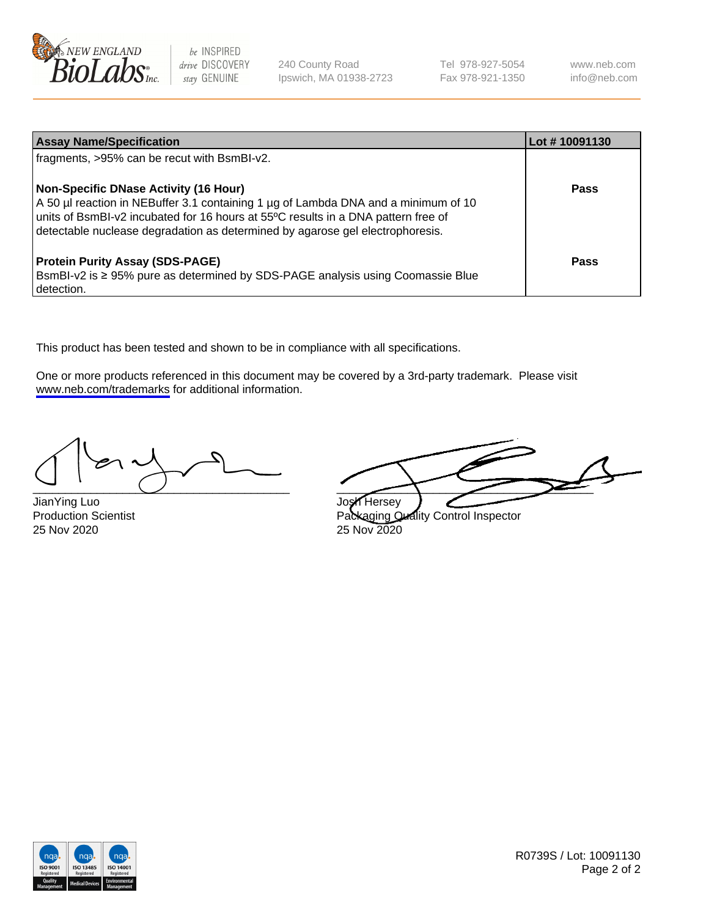| Assay Name/Specification | Lot # 10091130 |
|---|---|
| fragments, >95% can be recut with BsmBI-v2. | |
| **Non-Specific DNase Activity (16 Hour)**<br>A 50 µl reaction in NEBuffer 3.1 containing 1 µg of Lambda DNA and a minimum of 10 units of BsmBI-v2 incubated for 16 hours at 55ºC results in a DNA pattern free of detectable nuclease degradation as determined by agarose gel electrophoresis. | Pass |
| **Protein Purity Assay (SDS-PAGE)**<br>BsmBI-v2 is ≥ 95% pure as determined by SDS-PAGE analysis using Coomassie Blue detection. | Pass |

This product has been tested and shown to be in compliance with all specifications.

One or more products referenced in this document may be covered by a 3rd-party trademark. Please visit www.neb.com/trademarks for additional information.

JianYing Luo
Production Scientist
25 Nov 2020

Josh Hersey
Packaging Quality Control Inspector
25 Nov 2020

R0739S / Lot: 10091130